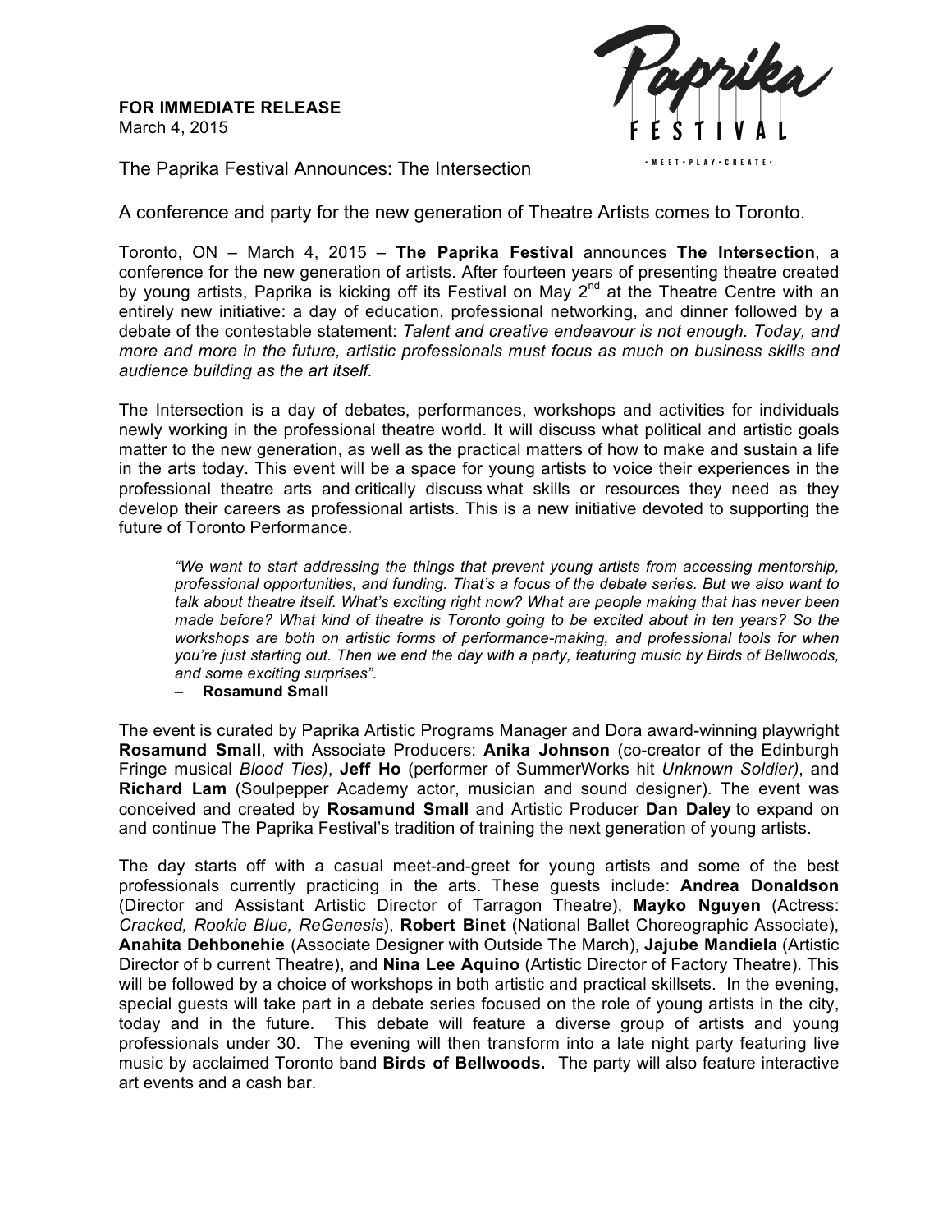**FOR IMMEDIATE RELEASE**
March 4, 2015

Paprika FESTIVAL
• MEET • PLAY • CREATE •

The Paprika Festival Announces: The Intersection

A conference and party for the new generation of Theatre Artists comes to Toronto.

Toronto, ON – March 4, 2015 – **The Paprika Festival** announces **The Intersection**, a conference for the new generation of artists. After fourteen years of presenting theatre created by young artists, Paprika is kicking off its Festival on May 2nd at the Theatre Centre with an entirely new initiative: a day of education, professional networking, and dinner followed by a debate of the contestable statement: *Talent and creative endeavour is not enough. Today, and more and more in the future, artistic professionals must focus as much on business skills and audience building as the art itself.*

The Intersection is a day of debates, performances, workshops and activities for individuals newly working in the professional theatre world. It will discuss what political and artistic goals matter to the new generation, as well as the practical matters of how to make and sustain a life in the arts today. This event will be a space for young artists to voice their experiences in the professional theatre arts and critically discuss what skills or resources they need as they develop their careers as professional artists. This is a new initiative devoted to supporting the future of Toronto Performance.

> *"We want to start addressing the things that prevent young artists from accessing mentorship, professional opportunities, and funding. That's a focus of the debate series. But we also want to talk about theatre itself. What's exciting right now? What are people making that has never been made before? What kind of theatre is Toronto going to be excited about in ten years? So the workshops are both on artistic forms of performance-making, and professional tools for when you're just starting out. Then we end the day with a party, featuring music by Birds of Bellwoods, and some exciting surprises".*
>
> – **Rosamund Small**

The event is curated by Paprika Artistic Programs Manager and Dora award-winning playwright **Rosamund Small**, with Associate Producers: **Anika Johnson** (co-creator of the Edinburgh Fringe musical *Blood Ties)*, **Jeff Ho** (performer of SummerWorks hit *Unknown Soldier)*, and **Richard Lam** (Soulpepper Academy actor, musician and sound designer). The event was conceived and created by **Rosamund Small** and Artistic Producer **Dan Daley** to expand on and continue The Paprika Festival's tradition of training the next generation of young artists.

The day starts off with a casual meet-and-greet for young artists and some of the best professionals currently practicing in the arts. These guests include: **Andrea Donaldson** (Director and Assistant Artistic Director of Tarragon Theatre), **Mayko Nguyen** (Actress: *Cracked, Rookie Blue, ReGenesis*), **Robert Binet** (National Ballet Choreographic Associate), **Anahita Dehbonehie** (Associate Designer with Outside The March), **Jajube Mandiela** (Artistic Director of b current Theatre), and **Nina Lee Aquino** (Artistic Director of Factory Theatre). This will be followed by a choice of workshops in both artistic and practical skillsets. In the evening, special guests will take part in a debate series focused on the role of young artists in the city, today and in the future. This debate will feature a diverse group of artists and young professionals under 30. The evening will then transform into a late night party featuring live music by acclaimed Toronto band **Birds of Bellwoods.** The party will also feature interactive art events and a cash bar.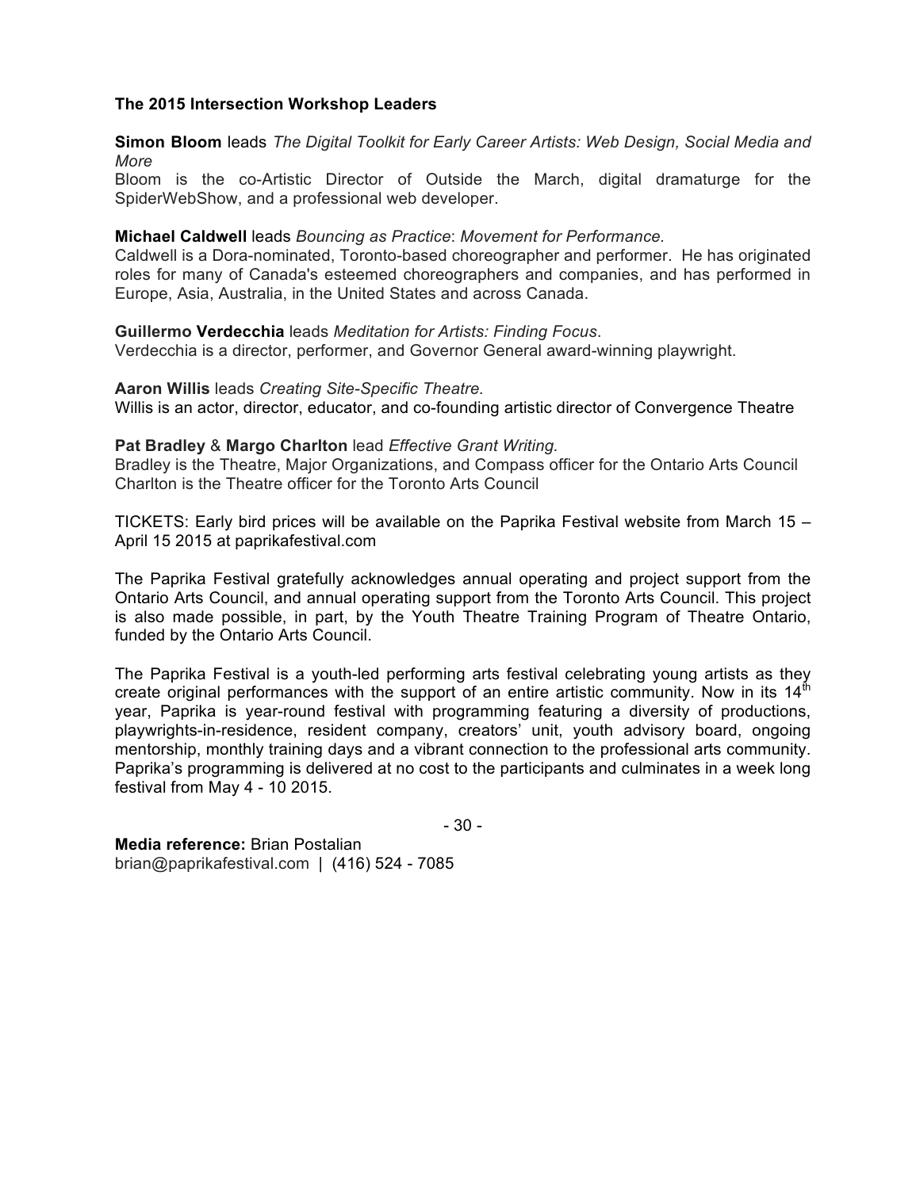**The 2015 Intersection Workshop Leaders**

**Simon Bloom** leads *The Digital Toolkit for Early Career Artists: Web Design, Social Media and More*
Bloom is the co-Artistic Director of Outside the March, digital dramaturge for the SpiderWebShow, and a professional web developer.

**Michael Caldwell** leads *Bouncing as Practice*: *Movement for Performance.*
Caldwell is a Dora-nominated, Toronto-based choreographer and performer. He has originated roles for many of Canada's esteemed choreographers and companies, and has performed in Europe, Asia, Australia, in the United States and across Canada.

**Guillermo Verdecchia** leads *Meditation for Artists: Finding Focus*.
Verdecchia is a director, performer, and Governor General award-winning playwright.

**Aaron Willis** leads *Creating Site-Specific Theatre.*
Willis is an actor, director, educator, and co-founding artistic director of Convergence Theatre

**Pat Bradley** & **Margo Charlton** lead *Effective Grant Writing.*
Bradley is the Theatre, Major Organizations, and Compass officer for the Ontario Arts Council
Charlton is the Theatre officer for the Toronto Arts Council

TICKETS: Early bird prices will be available on the Paprika Festival website from March 15 – April 15 2015 at paprikafestival.com

The Paprika Festival gratefully acknowledges annual operating and project support from the Ontario Arts Council, and annual operating support from the Toronto Arts Council. This project is also made possible, in part, by the Youth Theatre Training Program of Theatre Ontario, funded by the Ontario Arts Council.

The Paprika Festival is a youth-led performing arts festival celebrating young artists as they create original performances with the support of an entire artistic community. Now in its 14th year, Paprika is year-round festival with programming featuring a diversity of productions, playwrights-in-residence, resident company, creators' unit, youth advisory board, ongoing mentorship, monthly training days and a vibrant connection to the professional arts community. Paprika's programming is delivered at no cost to the participants and culminates in a week long festival from May 4 - 10 2015.

- 30 -

**Media reference:** Brian Postalian
brian@paprikafestival.com | (416) 524 - 7085